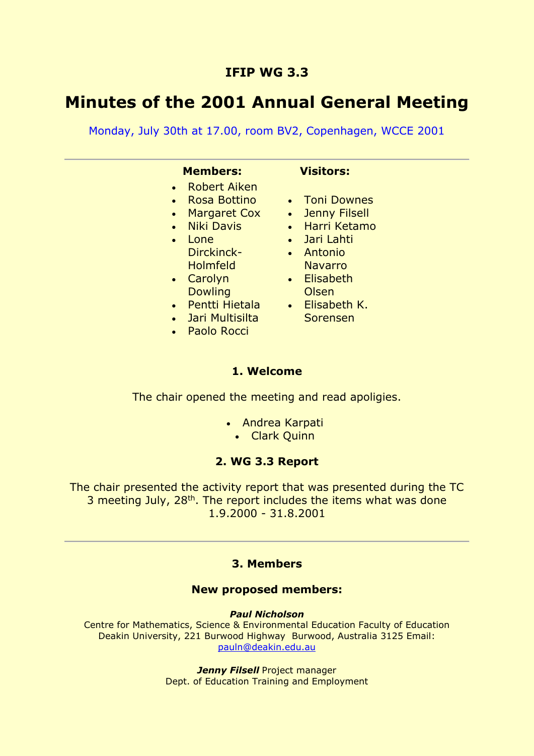### IFIP WG 3.3

# Minutes of the 2001 Annual General Meeting

Monday, July 30th at 17.00, room BV2, Copenhagen, WCCE 2001

---

**Members:**

- Robert Aiken
- Rosa Bottino
- Margaret Cox
- Niki Davis
- Lone Dirckinck-Holmfeld
- Carolyn Dowling
- Pentti Hietala
- Jari Multisilta
- Paolo Rocci

**Visitors:**

- Toni Downes
- Jenny Filsell
- Harri Ketamo
- Jari Lahti
- Antonio Navarro
- Elisabeth Olsen
- Elisabeth K. Sorensen

### 1. Welcome

The chair opened the meeting and read apoligies.

- Andrea Karpati
- Clark Quinn

### 2. WG 3.3 Report

The chair presented the activity report that was presented during the TC 3 meeting July, 28th. The report includes the items what was done 1.9.2000 - 31.8.2001

---

### 3. Members

### New proposed members:

***Paul Nicholson***
Centre for Mathematics, Science & Environmental Education Faculty of Education
Deakin University, 221 Burwood Highway Burwood, Australia 3125 Email: pauln@deakin.edu.au

***Jenny Filsell*** Project manager
Dept. of Education Training and Employment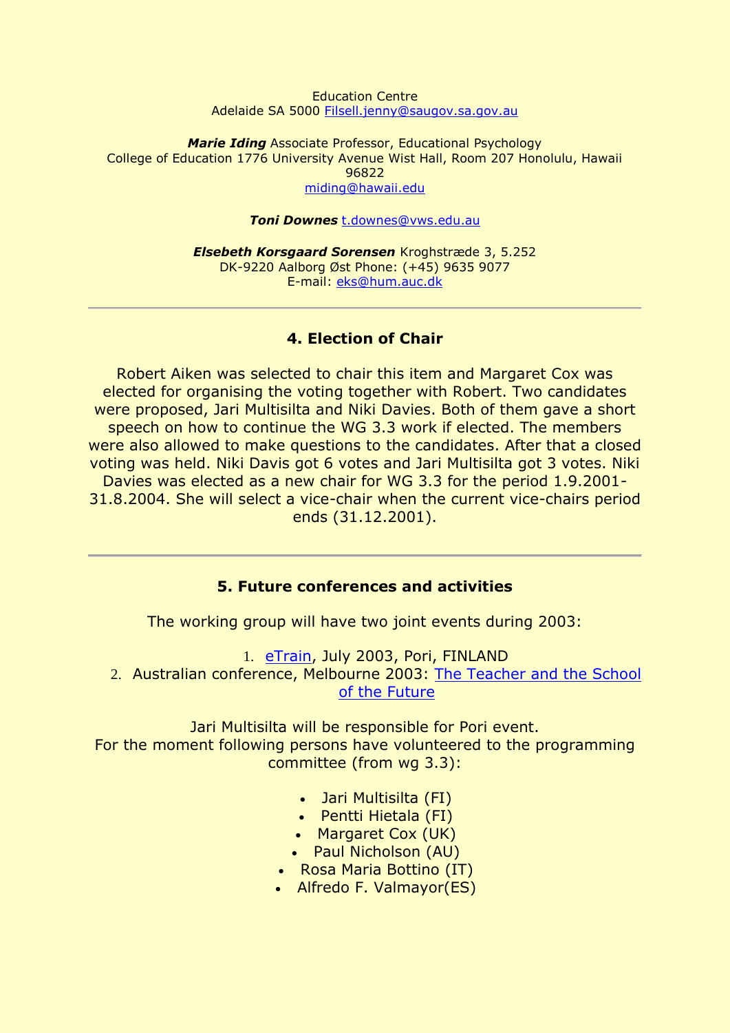Education Centre
Adelaide SA 5000 Filsell.jenny@saugov.sa.gov.au

***Marie Iding*** Associate Professor, Educational Psychology
College of Education 1776 University Avenue Wist Hall, Room 207 Honolulu, Hawaii 96822
miding@hawaii.edu

***Toni Downes*** t.downes@vws.edu.au

***Elsebeth Korsgaard Sorensen*** Kroghstræde 3, 5.252
DK-9220 Aalborg Øst Phone: (+45) 9635 9077
E-mail: eks@hum.auc.dk

---

## 4. Election of Chair

Robert Aiken was selected to chair this item and Margaret Cox was elected for organising the voting together with Robert. Two candidates were proposed, Jari Multisilta and Niki Davies. Both of them gave a short speech on how to continue the WG 3.3 work if elected. The members were also allowed to make questions to the candidates. After that a closed voting was held. Niki Davis got 6 votes and Jari Multisilta got 3 votes. Niki Davies was elected as a new chair for WG 3.3 for the period 1.9.2001-31.8.2004. She will select a vice-chair when the current vice-chairs period ends (31.12.2001).

---

## 5. Future conferences and activities

The working group will have two joint events during 2003:

1. eTrain, July 2003, Pori, FINLAND
2. Australian conference, Melbourne 2003: The Teacher and the School of the Future

Jari Multisilta will be responsible for Pori event.
For the moment following persons have volunteered to the programming committee (from wg 3.3):

- Jari Multisilta (FI)
- Pentti Hietala (FI)
- Margaret Cox (UK)
- Paul Nicholson (AU)
- Rosa Maria Bottino (IT)
- Alfredo F. Valmayor(ES)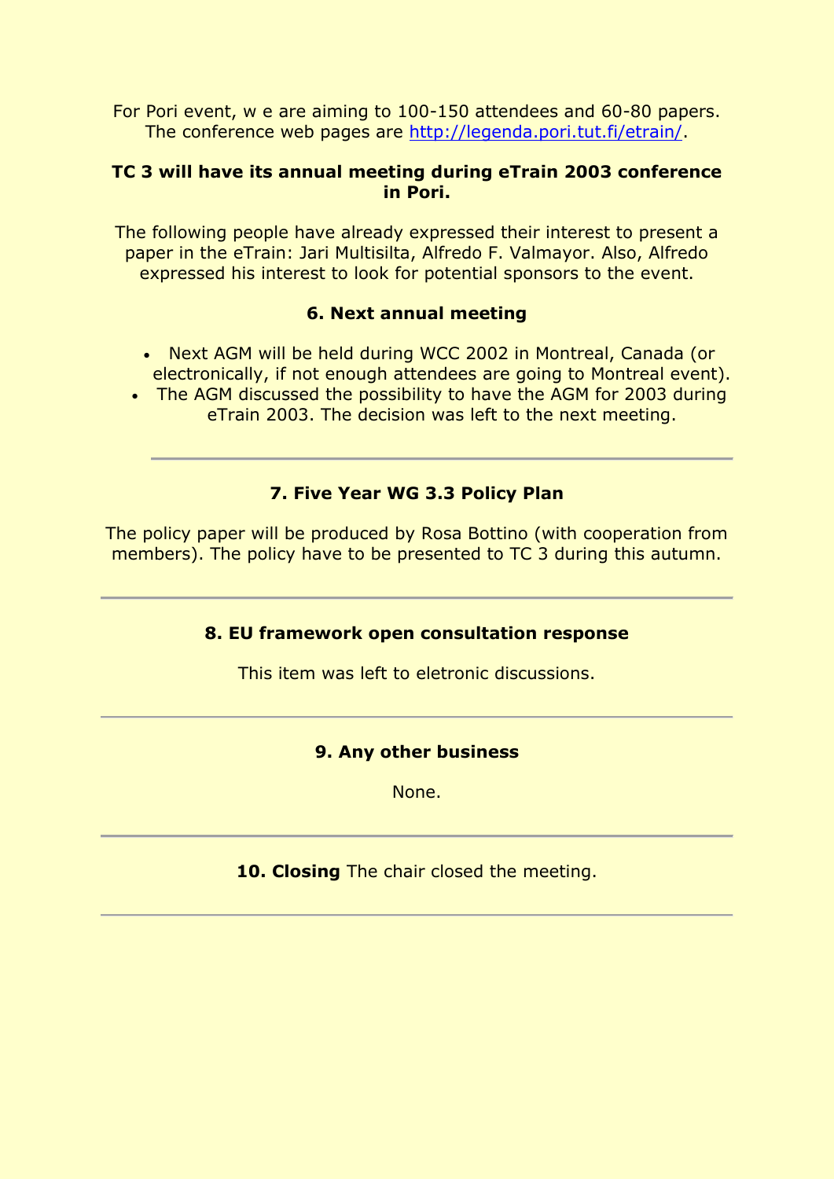For Pori event, w e are aiming to 100-150 attendees and 60-80 papers. The conference web pages are http://legenda.pori.tut.fi/etrain/.

**TC 3 will have its annual meeting during eTrain 2003 conference in Pori.**

The following people have already expressed their interest to present a paper in the eTrain: Jari Multisilta, Alfredo F. Valmayor. Also, Alfredo expressed his interest to look for potential sponsors to the event.

### 6. Next annual meeting

- Next AGM will be held during WCC 2002 in Montreal, Canada (or electronically, if not enough attendees are going to Montreal event).
- The AGM discussed the possibility to have the AGM for 2003 during eTrain 2003. The decision was left to the next meeting.

---

### 7. Five Year WG 3.3 Policy Plan

The policy paper will be produced by Rosa Bottino (with cooperation from members). The policy have to be presented to TC 3 during this autumn.

---

### 8. EU framework open consultation response

This item was left to eletronic discussions.

---

### 9. Any other business

None.

---

**10. Closing** The chair closed the meeting.

---